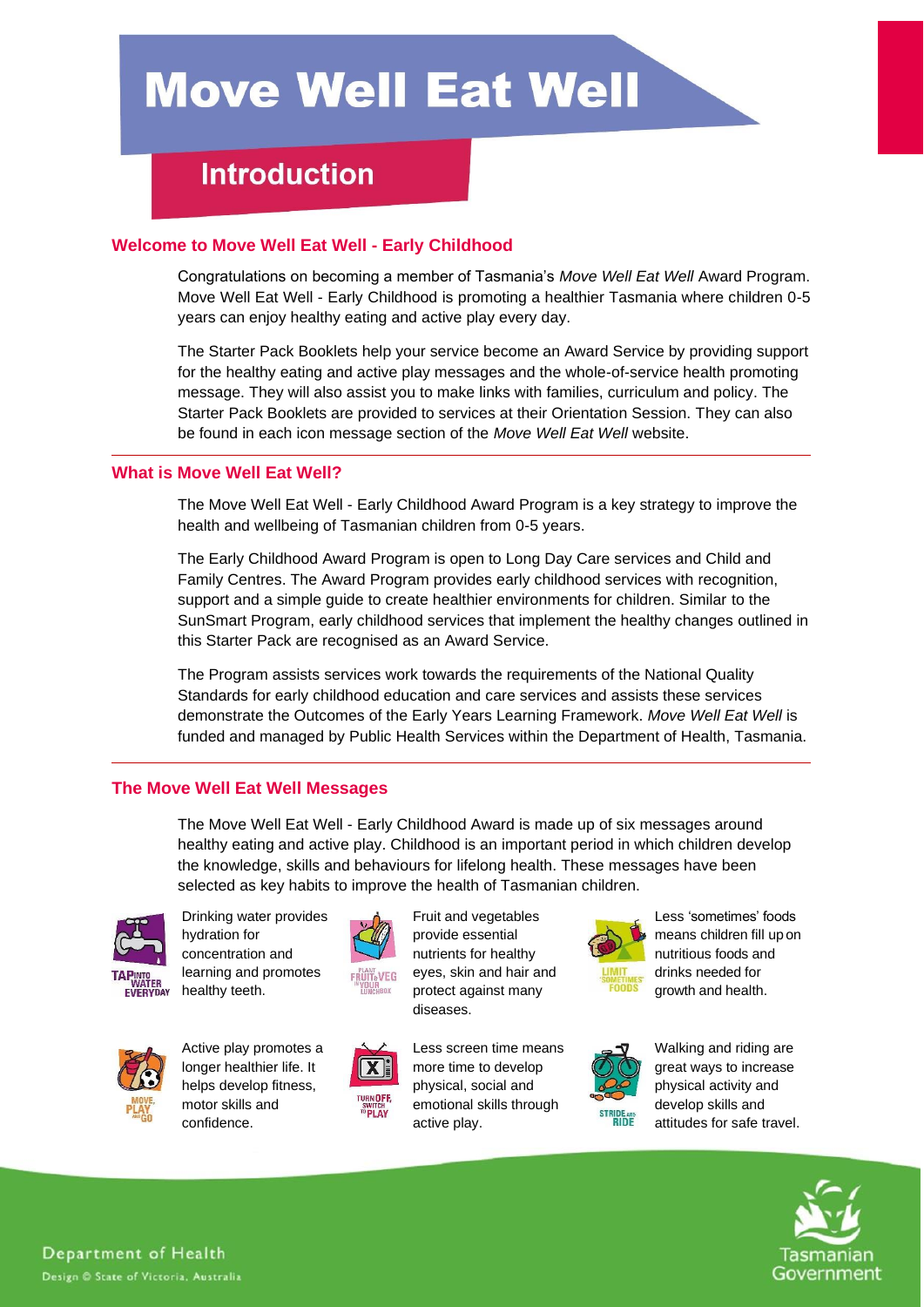# Move Well Eat Well

## Introduction

### Welcome to Move Well Eat Well - Early Childhood

Congratulations on becoming a member of Tasmania's *Move Well Eat Well* Award Program. Move Well Eat Well - Early Childhood is promoting a healthier Tasmania where children 0-5 years can enjoy healthy eating and active play every day.

The Starter Pack Booklets help your service become an Award Service by providing support for the healthy eating and active play messages and the whole-of-service health promoting message. They will also assist you to make links with families, curriculum and policy. The Starter Pack Booklets are provided to services at their Orientation Session. They can also be found in each icon message section of the *Move Well Eat Well* website.

### What is Move Well Eat Well?

The Move Well Eat Well - Early Childhood Award Program is a key strategy to improve the health and wellbeing of Tasmanian children from 0-5 years.

The Early Childhood Award Program is open to Long Day Care services and Child and Family Centres. The Award Program provides early childhood services with recognition, support and a simple guide to create healthier environments for children. Similar to the SunSmart Program, early childhood services that implement the healthy changes outlined in this Starter Pack are recognised as an Award Service.

The Program assists services work towards the requirements of the National Quality Standards for early childhood education and care services and assists these services demonstrate the Outcomes of the Early Years Learning Framework. *Move Well Eat Well* is funded and managed by Public Health Services within the Department of Health, Tasmania.

### The Move Well Eat Well Messages

The Move Well Eat Well - Early Childhood Award is made up of six messages around healthy eating and active play. Childhood is an important period in which children develop the knowledge, skills and behaviours for lifelong health. These messages have been selected as key habits to improve the health of Tasmanian children.

**Tap into Water Everyday:** Drinking water provides hydration for concentration and learning and promotes healthy teeth.

**Plant Fruit & Veg in your Lunchbox:** Fruit and vegetables provide essential nutrients for healthy eyes, skin and hair and protect against many diseases.

**Limit 'Sometimes' Foods:** Less 'sometimes' foods means children fill up on nutritious foods and drinks needed for growth and health.

**Move, Play and Go:** Active play promotes a longer healthier life. It helps develop fitness, motor skills and confidence.

**Turn Off, Switch to Play:** Less screen time means more time to develop physical, social and emotional skills through active play.

**Stride and Ride:** Walking and riding are great ways to increase physical activity and develop skills and attitudes for safe travel.

Department of Health

Design © State of Victoria, Australia

Tasmanian Government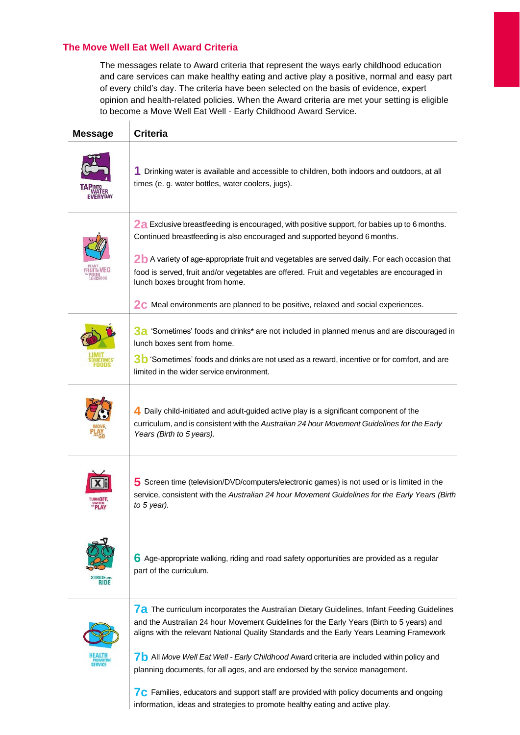## The Move Well Eat Well Award Criteria

The messages relate to Award criteria that represent the ways early childhood education and care services can make healthy eating and active play a positive, normal and easy part of every child's day. The criteria have been selected on the basis of evidence, expert opinion and health-related policies. When the Award criteria are met your setting is eligible to become a Move Well Eat Well - Early Childhood Award Service.

| Message | Criteria |
|---|---|
| TAP INTO WATER EVERYDAY | **1** Drinking water is available and accessible to children, both indoors and outdoors, at all times (e. g. water bottles, water coolers, jugs). |
| PLANT FRUIT & VEG IN YOUR LUNCHBOX | **2a** Exclusive breastfeeding is encouraged, with positive support, for babies up to 6 months. Continued breastfeeding is also encouraged and supported beyond 6 months.<br><br>**2b** A variety of age-appropriate fruit and vegetables are served daily. For each occasion that food is served, fruit and/or vegetables are offered. Fruit and vegetables are encouraged in lunch boxes brought from home.<br><br>**2c** Meal environments are planned to be positive, relaxed and social experiences. |
| LIMIT 'SOMETIMES' FOODS | **3a** 'Sometimes' foods and drinks* are not included in planned menus and are discouraged in lunch boxes sent from home.<br><br>**3b** 'Sometimes' foods and drinks are not used as a reward, incentive or for comfort, and are limited in the wider service environment. |
| MOVE, PLAY AND GO | **4** Daily child-initiated and adult-guided active play is a significant component of the curriculum, and is consistent with the *Australian 24 hour Movement Guidelines for the Early Years (Birth to 5 years).* |
| TURN OFF, SWITCH TO PLAY | **5** Screen time (television/DVD/computers/electronic games) is not used or is limited in the service, consistent with the *Australian 24 hour Movement Guidelines for the Early Years (Birth to 5 year).* |
| STRIDE AND RIDE | **6** Age-appropriate walking, riding and road safety opportunities are provided as a regular part of the curriculum. |
| HEALTH PROMOTING SERVICE | **7a** The curriculum incorporates the Australian Dietary Guidelines, Infant Feeding Guidelines and the Australian 24 hour Movement Guidelines for the Early Years (Birth to 5 years) and aligns with the relevant National Quality Standards and the Early Years Learning Framework<br><br>**7b** All *Move Well Eat Well - Early Childhood* Award criteria are included within policy and planning documents, for all ages, and are endorsed by the service management.<br><br>**7c** Families, educators and support staff are provided with policy documents and ongoing information, ideas and strategies to promote healthy eating and active play. |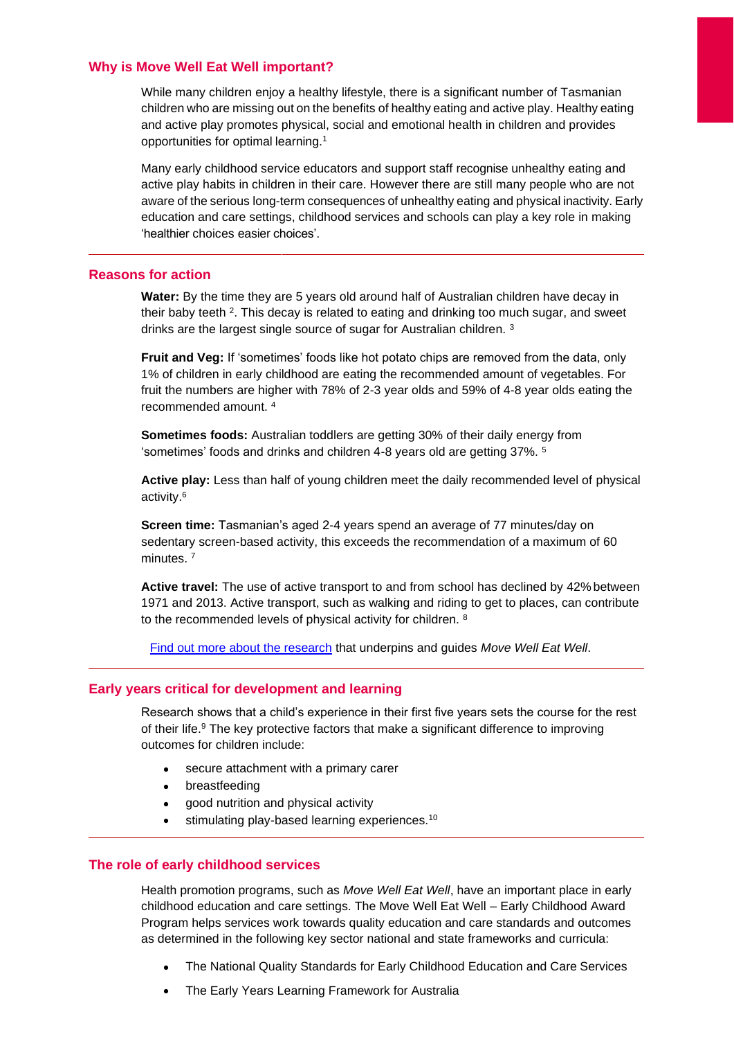## Why is Move Well Eat Well important?

While many children enjoy a healthy lifestyle, there is a significant number of Tasmanian children who are missing out on the benefits of healthy eating and active play. Healthy eating and active play promotes physical, social and emotional health in children and provides opportunities for optimal learning.[1]

Many early childhood service educators and support staff recognise unhealthy eating and active play habits in children in their care. However there are still many people who are not aware of the serious long-term consequences of unhealthy eating and physical inactivity. Early education and care settings, childhood services and schools can play a key role in making 'healthier choices easier choices'.

---

## Reasons for action

**Water:** By the time they are 5 years old around half of Australian children have decay in their baby teeth [2]. This decay is related to eating and drinking too much sugar, and sweet drinks are the largest single source of sugar for Australian children. [3]

**Fruit and Veg:** If 'sometimes' foods like hot potato chips are removed from the data, only 1% of children in early childhood are eating the recommended amount of vegetables. For fruit the numbers are higher with 78% of 2-3 year olds and 59% of 4-8 year olds eating the recommended amount. [4]

**Sometimes foods:** Australian toddlers are getting 30% of their daily energy from 'sometimes' foods and drinks and children 4-8 years old are getting 37%. [5]

**Active play:** Less than half of young children meet the daily recommended level of physical activity.[6]

**Screen time:** Tasmanian's aged 2-4 years spend an average of 77 minutes/day on sedentary screen-based activity, this exceeds the recommendation of a maximum of 60 minutes. [7]

**Active travel:** The use of active transport to and from school has declined by 42% between 1971 and 2013. Active transport, such as walking and riding to get to places, can contribute to the recommended levels of physical activity for children. [8]

Find out more about the research that underpins and guides *Move Well Eat Well*.

---

## Early years critical for development and learning

Research shows that a child's experience in their first five years sets the course for the rest of their life.[9] The key protective factors that make a significant difference to improving outcomes for children include:

- secure attachment with a primary carer
- breastfeeding
- good nutrition and physical activity
- stimulating play-based learning experiences.[10]

---

## The role of early childhood services

Health promotion programs, such as *Move Well Eat Well*, have an important place in early childhood education and care settings. The Move Well Eat Well – Early Childhood Award Program helps services work towards quality education and care standards and outcomes as determined in the following key sector national and state frameworks and curricula:

- The National Quality Standards for Early Childhood Education and Care Services
- The Early Years Learning Framework for Australia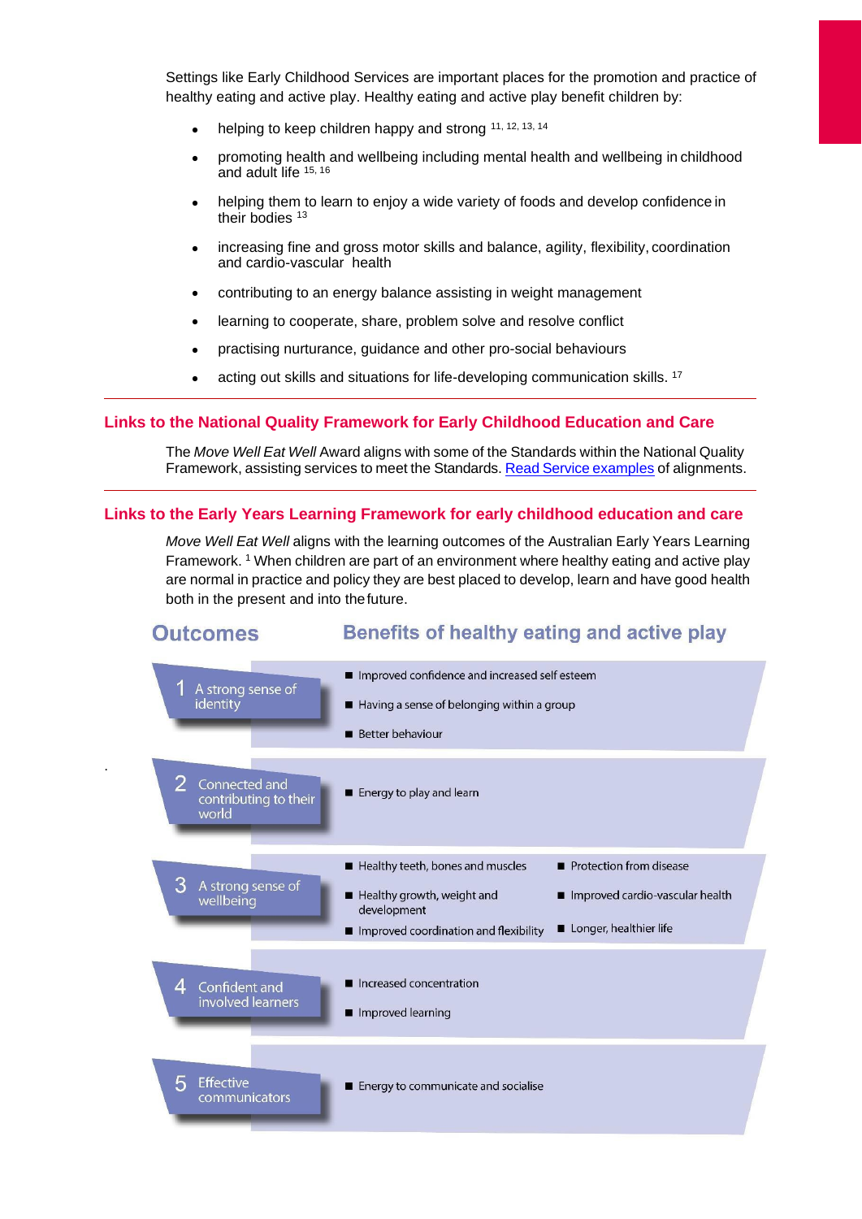Settings like Early Childhood Services are important places for the promotion and practice of healthy eating and active play. Healthy eating and active play benefit children by:

- helping to keep children happy and strong [11, 12, 13, 14]
- promoting health and wellbeing including mental health and wellbeing in childhood and adult life [15, 16]
- helping them to learn to enjoy a wide variety of foods and develop confidence in their bodies [13]
- increasing fine and gross motor skills and balance, agility, flexibility, coordination and cardio-vascular health
- contributing to an energy balance assisting in weight management
- learning to cooperate, share, problem solve and resolve conflict
- practising nurturance, guidance and other pro-social behaviours
- acting out skills and situations for life-developing communication skills. [17]

## Links to the National Quality Framework for Early Childhood Education and Care

The *Move Well Eat Well* Award aligns with some of the Standards within the National Quality Framework, assisting services to meet the Standards. Read Service examples of alignments.

## Links to the Early Years Learning Framework for early childhood education and care

*Move Well Eat Well* aligns with the learning outcomes of the Australian Early Years Learning Framework. [1] When children are part of an environment where healthy eating and active play are normal in practice and policy they are best placed to develop, learn and have good health both in the present and into the future.

| Outcomes | Benefits of healthy eating and active play |
|---|---|
| 1 A strong sense of identity | Improved confidence and increased self esteem; Having a sense of belonging within a group; Better behaviour |
| 2 Connected and contributing to their world | Energy to play and learn |
| 3 A strong sense of wellbeing | Healthy teeth, bones and muscles; Healthy growth, weight and development; Improved coordination and flexibility; Protection from disease; Improved cardio-vascular health; Longer, healthier life |
| 4 Confident and involved learners | Increased concentration; Improved learning |
| 5 Effective communicators | Energy to communicate and socialise |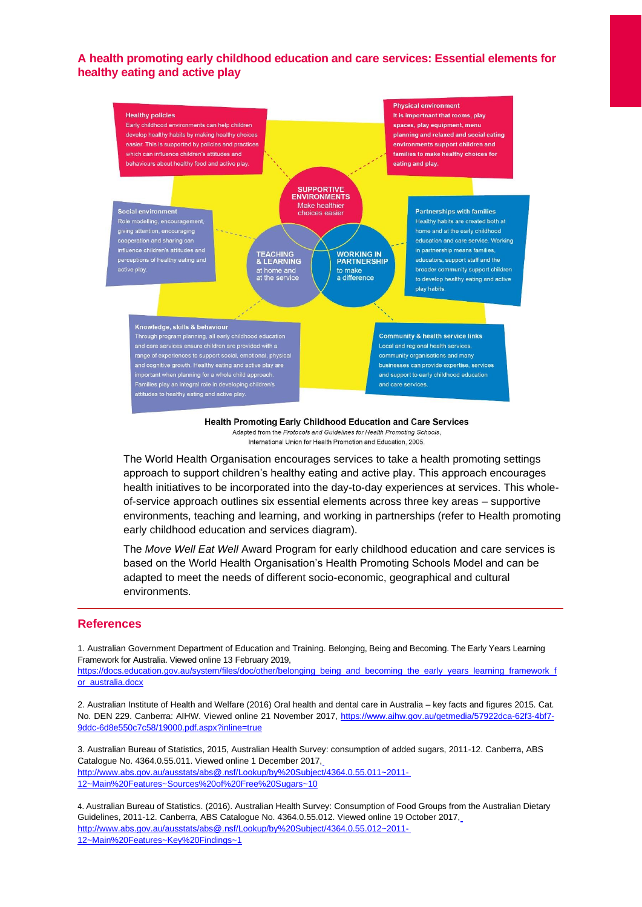## A health promoting early childhood education and care services: Essential elements for healthy eating and active play

**Healthy policies**
Early childhood environments can help children develop healthy habits by making healthy choices easier. This is supported by policies and practices which can influence children's attitudes and behaviours about healthy food and active play.

**Physical environment**
It is important that rooms, play spaces, play equipment, menu planning and relaxed and social eating environments support children and families to make healthy choices for eating and play.

**SUPPORTIVE ENVIRONMENTS**
Make healthier choices easier

**Social environment**
Role modelling, encouragement, giving attention, encouraging cooperation and sharing can influence children's attitudes and perceptions of healthy eating and active play.

**TEACHING & LEARNING**
at home and at the service

**WORKING IN PARTNERSHIP**
to make a difference

**Partnerships with families**
Healthy habits are created both at home and at the early childhood education and care service. Working in partnership means families, educators, support staff and the broader community support children to develop healthy eating and active play habits.

**Knowledge, skills & behaviour**
Through program planning, all early childhood education and care services ensure children are provided with a range of experiences to support social, emotional, physical and cognitive growth. Healthy eating and active play are important when planning for a whole child approach. Families play an integral role in developing children's attitudes to healthy eating and active play.

**Community & health service links**
Local and regional health services, community organisations and many businesses can provide expertise, services and support to early childhood education and care services.

**Health Promoting Early Childhood Education and Care Services**
Adapted from the *Protocols and Guidelines for Health Promoting Schools*, International Union for Health Promotion and Education, 2005.

The World Health Organisation encourages services to take a health promoting settings approach to support children's healthy eating and active play. This approach encourages health initiatives to be incorporated into the day-to-day experiences at services. This whole-of-service approach outlines six essential elements across three key areas – supportive environments, teaching and learning, and working in partnerships (refer to Health promoting early childhood education and services diagram).

The *Move Well Eat Well* Award Program for early childhood education and care services is based on the World Health Organisation's Health Promoting Schools Model and can be adapted to meet the needs of different socio-economic, geographical and cultural environments.

## References

1. Australian Government Department of Education and Training. Belonging, Being and Becoming. The Early Years Learning Framework for Australia. Viewed online 13 February 2019, https://docs.education.gov.au/system/files/doc/other/belonging_being_and_becoming_the_early_years_learning_framework_for_australia.docx

2. Australian Institute of Health and Welfare (2016) Oral health and dental care in Australia – key facts and figures 2015. Cat. No. DEN 229. Canberra: AIHW. Viewed online 21 November 2017, https://www.aihw.gov.au/getmedia/57922dca-62f3-4bf7-9ddc-6d8e550c7c58/19000.pdf.aspx?inline=true

3. Australian Bureau of Statistics, 2015, Australian Health Survey: consumption of added sugars, 2011-12. Canberra, ABS Catalogue No. 4364.0.55.011. Viewed online 1 December 2017, http://www.abs.gov.au/ausstats/abs@.nsf/Lookup/by%20Subject/4364.0.55.011~2011-12~Main%20Features~Sources%20of%20Free%20Sugars~10

4. Australian Bureau of Statistics. (2016). Australian Health Survey: Consumption of Food Groups from the Australian Dietary Guidelines, 2011-12. Canberra, ABS Catalogue No. 4364.0.55.012. Viewed online 19 October 2017, http://www.abs.gov.au/ausstats/abs@.nsf/Lookup/by%20Subject/4364.0.55.012~2011-12~Main%20Features~Key%20Findings~1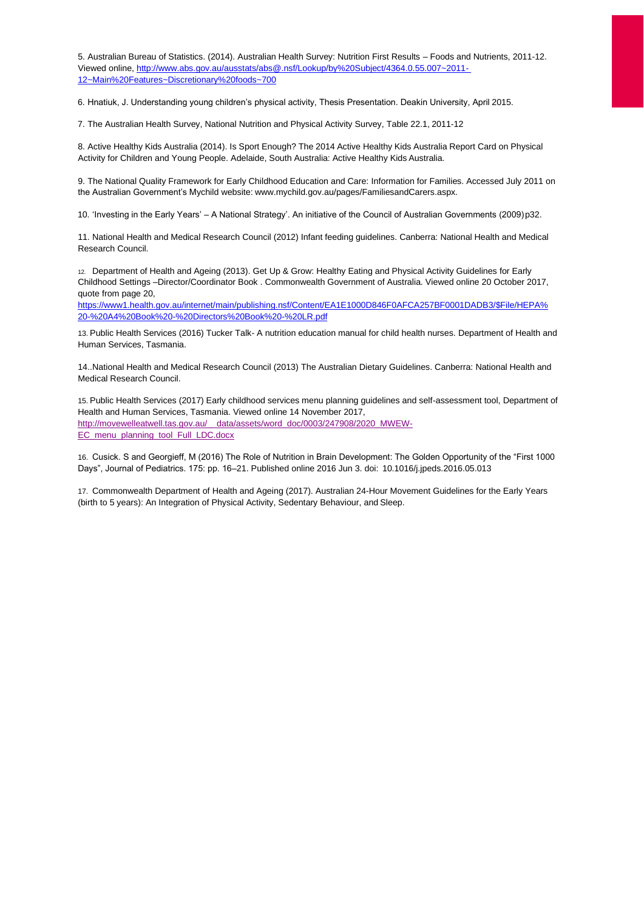5. Australian Bureau of Statistics. (2014). Australian Health Survey: Nutrition First Results – Foods and Nutrients, 2011-12. Viewed online, http://www.abs.gov.au/ausstats/abs@.nsf/Lookup/by%20Subject/4364.0.55.007~2011-12~Main%20Features~Discretionary%20foods~700

6. Hnatiuk, J. Understanding young children's physical activity, Thesis Presentation. Deakin University, April 2015.

7. The Australian Health Survey, National Nutrition and Physical Activity Survey, Table 22.1, 2011-12

8. Active Healthy Kids Australia (2014). Is Sport Enough? The 2014 Active Healthy Kids Australia Report Card on Physical Activity for Children and Young People. Adelaide, South Australia: Active Healthy Kids Australia.

9. The National Quality Framework for Early Childhood Education and Care: Information for Families. Accessed July 2011 on the Australian Government's Mychild website: www.mychild.gov.au/pages/FamiliesandCarers.aspx.

10. 'Investing in the Early Years' – A National Strategy'. An initiative of the Council of Australian Governments (2009) p32.

11. National Health and Medical Research Council (2012) Infant feeding guidelines. Canberra: National Health and Medical Research Council.

12. Department of Health and Ageing (2013). Get Up & Grow: Healthy Eating and Physical Activity Guidelines for Early Childhood Settings –Director/Coordinator Book . Commonwealth Government of Australia. Viewed online 20 October 2017, quote from page 20, https://www1.health.gov.au/internet/main/publishing.nsf/Content/EA1E1000D846F0AFCA257BF0001DADB3/$File/HEPA%20-%20A4%20Book%20-%20Directors%20Book%20-%20LR.pdf

13. Public Health Services (2016) Tucker Talk- A nutrition education manual for child health nurses. Department of Health and Human Services, Tasmania.

14..National Health and Medical Research Council (2013) The Australian Dietary Guidelines. Canberra: National Health and Medical Research Council.

15. Public Health Services (2017) Early childhood services menu planning guidelines and self-assessment tool, Department of Health and Human Services, Tasmania. Viewed online 14 November 2017, http://movewelleatwell.tas.gov.au/__data/assets/word_doc/0003/247908/2020_MWEW-EC_menu_planning_tool_Full_LDC.docx

16. Cusick. S and Georgieff, M (2016) The Role of Nutrition in Brain Development: The Golden Opportunity of the "First 1000 Days", Journal of Pediatrics. 175: pp. 16–21. Published online 2016 Jun 3. doi: 10.1016/j.jpeds.2016.05.013

17. Commonwealth Department of Health and Ageing (2017). Australian 24-Hour Movement Guidelines for the Early Years (birth to 5 years): An Integration of Physical Activity, Sedentary Behaviour, and Sleep.